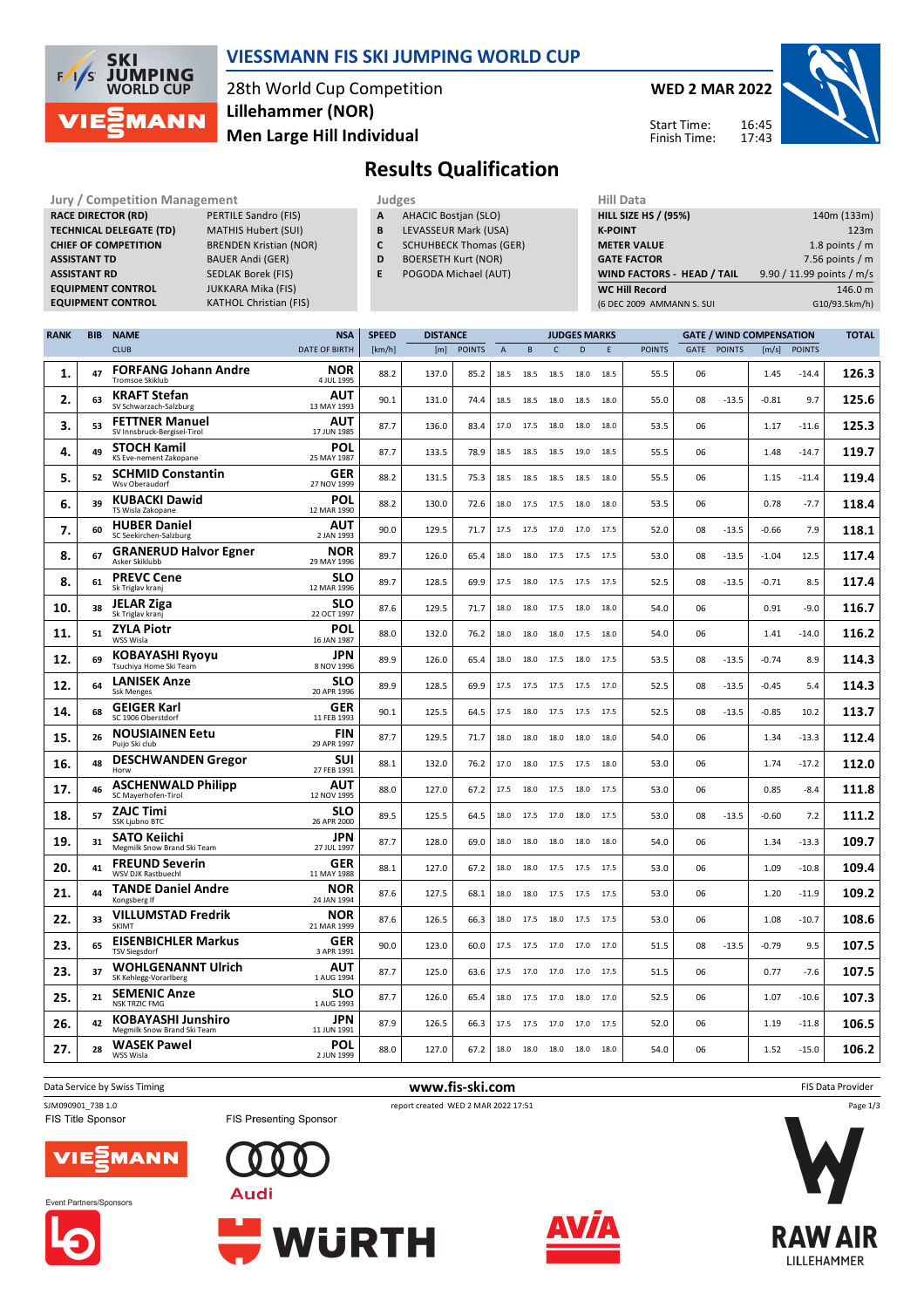# VIESSMANN FIS SKI JUMPING WORLD CUP

28th World Cup Competition
**Lillehammer (NOR)**
**Men Large Hill Individual**

**WED 2 MAR 2022**
Start Time: 16:45
Finish Time: 17:43

## Results Qualification

| Jury / Competition Management | |
|---|---|
| RACE DIRECTOR (RD) | PERTILE Sandro (FIS) |
| TECHNICAL DELEGATE (TD) | MATHIS Hubert (SUI) |
| CHIEF OF COMPETITION | BRENDEN Kristian (NOR) |
| ASSISTANT TD | BAUER Andi (GER) |
| ASSISTANT RD | SEDLAK Borek (FIS) |
| EQUIPMENT CONTROL | JUKKARA Mika (FIS) |
| EQUIPMENT CONTROL | KATHOL Christian (FIS) |

| Judges | |
|---|---|
| A | AHACIC Bostjan (SLO) |
| B | LEVASSEUR Mark (USA) |
| C | SCHUHBECK Thomas (GER) |
| D | BOERSETH Kurt (NOR) |
| E | POGODA Michael (AUT) |

| Hill Data | |
|---|---|
| HILL SIZE HS / (95%) | 140m (133m) |
| K-POINT | 123m |
| METER VALUE | 1.8 points / m |
| GATE FACTOR | 7.56 points / m |
| WIND FACTORS - HEAD / TAIL | 9.90 / 11.99 points / m/s |
| WC Hill Record | 146.0 m |
| (6 DEC 2009 AMMANN S. SUI | G10/93.5km/h) |

| RANK | BIB | NAME / CLUB | NSA / DATE OF BIRTH | SPEED [km/h] | DISTANCE [m] | DISTANCE POINTS | A | B | C | D | E | JUDGES POINTS | GATE | GATE POINTS | WIND [m/s] | WIND POINTS | TOTAL |
|---|---|---|---|---|---|---|---|---|---|---|---|---|---|---|---|---|---|
| 1. | 47 | **FORFANG Johann Andre** Tromsoe Skiklub | NOR 4 JUL 1995 | 88.2 | 137.0 | 85.2 | 18.5 | 18.5 | 18.5 | 18.0 | 18.5 | 55.5 | 06 | | 1.45 | -14.4 | 126.3 |
| 2. | 63 | **KRAFT Stefan** SV Schwarzach-Salzburg | AUT 13 MAY 1993 | 90.1 | 131.0 | 74.4 | 18.5 | 18.5 | 18.0 | 18.5 | 18.0 | 55.0 | 08 | -13.5 | -0.81 | 9.7 | 125.6 |
| 3. | 53 | **FETTNER Manuel** SV Innsbruck-Bergisel-Tirol | AUT 17 JUN 1985 | 87.7 | 136.0 | 83.4 | 17.0 | 17.5 | 18.0 | 18.0 | 18.0 | 53.5 | 06 | | 1.17 | -11.6 | 125.3 |
| 4. | 49 | **STOCH Kamil** KS Eve-nement Zakopane | POL 25 MAY 1987 | 87.7 | 133.5 | 78.9 | 18.5 | 18.5 | 18.5 | 19.0 | 18.5 | 55.5 | 06 | | 1.48 | -14.7 | 119.7 |
| 5. | 52 | **SCHMID Constantin** Wsv Oberaudorf | GER 27 NOV 1999 | 88.2 | 131.5 | 75.3 | 18.5 | 18.5 | 18.5 | 18.5 | 18.0 | 55.5 | 06 | | 1.15 | -11.4 | 119.4 |
| 6. | 39 | **KUBACKI Dawid** TS Wisla Zakopane | POL 12 MAR 1990 | 88.2 | 130.0 | 72.6 | 18.0 | 17.5 | 17.5 | 18.0 | 18.0 | 53.5 | 06 | | 0.78 | -7.7 | 118.4 |
| 7. | 60 | **HUBER Daniel** SC Seekirchen-Salzburg | AUT 2 JAN 1993 | 90.0 | 129.5 | 71.7 | 17.5 | 17.5 | 17.0 | 17.0 | 17.5 | 52.0 | 08 | -13.5 | -0.66 | 7.9 | 118.1 |
| 8. | 67 | **GRANERUD Halvor Egner** Asker Skiklubb | NOR 29 MAY 1996 | 89.7 | 126.0 | 65.4 | 18.0 | 18.0 | 17.5 | 17.5 | 17.5 | 53.0 | 08 | -13.5 | -1.04 | 12.5 | 117.4 |
| 8. | 61 | **PREVC Cene** Sk Triglav kranj | SLO 12 MAR 1996 | 89.7 | 128.5 | 69.9 | 17.5 | 18.0 | 17.5 | 17.5 | 17.5 | 52.5 | 08 | -13.5 | -0.71 | 8.5 | 117.4 |
| 10. | 38 | **JELAR Ziga** Sk Triglav kranj | SLO 22 OCT 1997 | 87.6 | 129.5 | 71.7 | 18.0 | 18.0 | 17.5 | 18.0 | 18.0 | 54.0 | 06 | | 0.91 | -9.0 | 116.7 |
| 11. | 51 | **ZYLA Piotr** WSS Wisla | POL 16 JAN 1987 | 88.0 | 132.0 | 76.2 | 18.0 | 18.0 | 18.0 | 17.5 | 18.0 | 54.0 | 06 | | 1.41 | -14.0 | 116.2 |
| 12. | 69 | **KOBAYASHI Ryoyu** Tsuchiya Home Ski Team | JPN 8 NOV 1996 | 89.9 | 126.0 | 65.4 | 18.0 | 18.0 | 17.5 | 18.0 | 17.5 | 53.5 | 08 | -13.5 | -0.74 | 8.9 | 114.3 |
| 12. | 64 | **LANISEK Anze** Ssk Menges | SLO 20 APR 1996 | 89.9 | 128.5 | 69.9 | 17.5 | 17.5 | 17.5 | 17.5 | 17.0 | 52.5 | 08 | -13.5 | -0.45 | 5.4 | 114.3 |
| 14. | 68 | **GEIGER Karl** SC 1906 Oberstdorf | GER 11 FEB 1993 | 90.1 | 125.5 | 64.5 | 17.5 | 18.0 | 17.5 | 17.5 | 17.5 | 52.5 | 08 | -13.5 | -0.85 | 10.2 | 113.7 |
| 15. | 26 | **NOUSIAINEN Eetu** Puijo Ski club | FIN 29 APR 1997 | 87.7 | 129.5 | 71.7 | 18.0 | 18.0 | 18.0 | 18.0 | 18.0 | 54.0 | 06 | | 1.34 | -13.3 | 112.4 |
| 16. | 48 | **DESCHWANDEN Gregor** Horw | SUI 27 FEB 1991 | 88.1 | 132.0 | 76.2 | 17.0 | 18.0 | 17.5 | 17.5 | 18.0 | 53.0 | 06 | | 1.74 | -17.2 | 112.0 |
| 17. | 46 | **ASCHENWALD Philipp** SC Mayerhofen-Tirol | AUT 12 NOV 1995 | 88.0 | 127.0 | 67.2 | 17.5 | 18.0 | 17.5 | 18.0 | 17.5 | 53.0 | 06 | | 0.85 | -8.4 | 111.8 |
| 18. | 57 | **ZAJC Timi** SSK Ljubno BTC | SLO 26 APR 2000 | 89.5 | 125.5 | 64.5 | 18.0 | 17.5 | 17.0 | 18.0 | 17.5 | 53.0 | 08 | -13.5 | -0.60 | 7.2 | 111.2 |
| 19. | 31 | **SATO Keiichi** Megmilk Snow Brand Ski Team | JPN 27 JUL 1997 | 87.7 | 128.0 | 69.0 | 18.0 | 18.0 | 18.0 | 18.0 | 18.0 | 54.0 | 06 | | 1.34 | -13.3 | 109.7 |
| 20. | 41 | **FREUND Severin** WSV DJK Rastbuechl | GER 11 MAY 1988 | 88.1 | 127.0 | 67.2 | 18.0 | 18.0 | 17.5 | 17.5 | 17.5 | 53.0 | 06 | | 1.09 | -10.8 | 109.4 |
| 21. | 44 | **TANDE Daniel Andre** Kongsberg If | NOR 24 JAN 1994 | 87.6 | 127.5 | 68.1 | 18.0 | 18.0 | 17.5 | 17.5 | 17.5 | 53.0 | 06 | | 1.20 | -11.9 | 109.2 |
| 22. | 33 | **VILLUMSTAD Fredrik** SKIMT | NOR 21 MAR 1999 | 87.6 | 126.5 | 66.3 | 18.0 | 17.5 | 18.0 | 17.5 | 17.5 | 53.0 | 06 | | 1.08 | -10.7 | 108.6 |
| 23. | 65 | **EISENBICHLER Markus** TSV Siegsdorf | GER 3 APR 1991 | 90.0 | 123.0 | 60.0 | 17.5 | 17.5 | 17.0 | 17.0 | 17.0 | 51.5 | 08 | -13.5 | -0.79 | 9.5 | 107.5 |
| 23. | 37 | **WOHLGENANNT Ulrich** SK Kehlegg-Vorarlberg | AUT 1 AUG 1994 | 87.7 | 125.0 | 63.6 | 17.5 | 17.0 | 17.0 | 17.0 | 17.5 | 51.5 | 06 | | 0.77 | -7.6 | 107.5 |
| 25. | 21 | **SEMENIC Anze** NSK TRZIC FMG | SLO 1 AUG 1993 | 87.7 | 126.0 | 65.4 | 18.0 | 17.5 | 17.0 | 18.0 | 17.0 | 52.5 | 06 | | 1.07 | -10.6 | 107.3 |
| 26. | 42 | **KOBAYASHI Junshiro** Megmilk Snow Brand Ski Team | JPN 11 JUN 1991 | 87.9 | 126.5 | 66.3 | 17.5 | 17.5 | 17.0 | 17.0 | 17.5 | 52.0 | 06 | | 1.19 | -11.8 | 106.5 |
| 27. | 28 | **WASEK Pawel** WSS Wisla | POL 2 JUN 1999 | 88.0 | 127.0 | 67.2 | 18.0 | 18.0 | 18.0 | 18.0 | 18.0 | 54.0 | 06 | | 1.52 | -15.0 | 106.2 |

Data Service by Swiss Timing | www.fis-ski.com | FIS Data Provider

SJM090901_73B 1.0 | report created WED 2 MAR 2022 17:51

FIS Title Sponsor | FIS Presenting Sponsor | Event Partners/Sponsors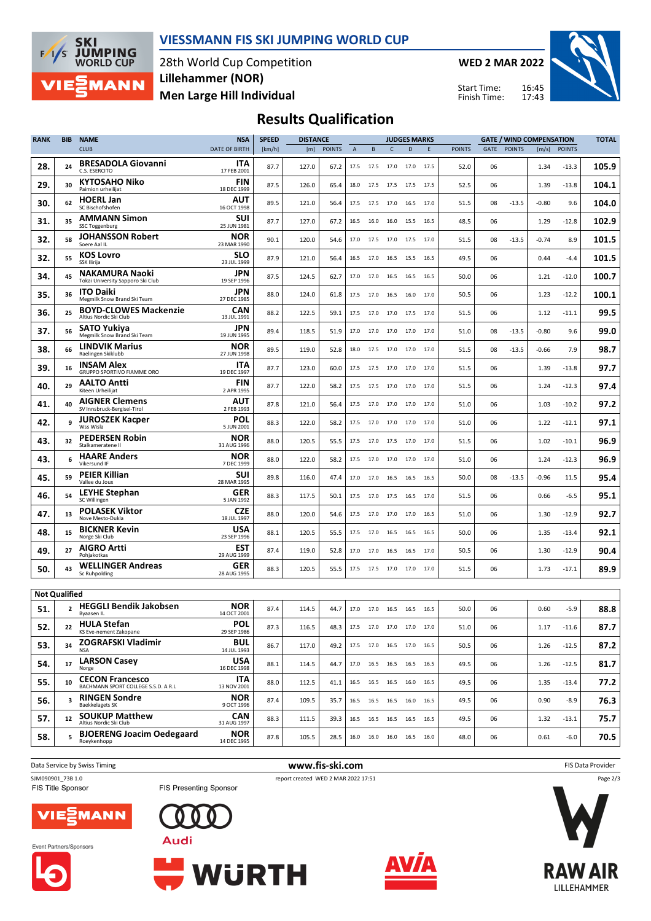# VIESSMANN FIS SKI JUMPING WORLD CUP

28th World Cup Competition
**Lillehammer (NOR)**
**Men Large Hill Individual**

**WED 2 MAR 2022**
Start Time: 16:45
Finish Time: 17:43

## Results Qualification

| RANK | BIB | NAME / CLUB | NSA / DATE OF BIRTH | SPEED [km/h] | DISTANCE [m] | DISTANCE POINTS | A | B | C | D | E | JUDGES POINTS | GATE | GATE POINTS | WIND [m/s] | WIND POINTS | TOTAL |
|---|---|---|---|---|---|---|---|---|---|---|---|---|---|---|---|---|---|
| 28. | 24 | **BRESADOLA Giovanni** C.S. ESERCITO | ITA 17 FEB 2001 | 87.7 | 127.0 | 67.2 | 17.5 | 17.5 | 17.0 | 17.0 | 17.5 | 52.0 | 06 | | 1.34 | -13.3 | 105.9 |
| 29. | 30 | **KYTOSAHO Niko** Paimion urheilijat | FIN 18 DEC 1999 | 87.5 | 126.0 | 65.4 | 18.0 | 17.5 | 17.5 | 17.5 | 17.5 | 52.5 | 06 | | 1.39 | -13.8 | 104.1 |
| 30. | 62 | **HOERL Jan** SC Bischofshofen | AUT 16 OCT 1998 | 89.5 | 121.0 | 56.4 | 17.5 | 17.5 | 17.0 | 16.5 | 17.0 | 51.5 | 08 | -13.5 | -0.80 | 9.6 | 104.0 |
| 31. | 35 | **AMMANN Simon** SSC Toggenburg | SUI 25 JUN 1981 | 87.7 | 127.0 | 67.2 | 16.5 | 16.0 | 16.0 | 15.5 | 16.5 | 48.5 | 06 | | 1.29 | -12.8 | 102.9 |
| 32. | 58 | **JOHANSSON Robert** Soere Aal IL | NOR 23 MAR 1990 | 90.1 | 120.0 | 54.6 | 17.0 | 17.5 | 17.0 | 17.5 | 17.0 | 51.5 | 08 | -13.5 | -0.74 | 8.9 | 101.5 |
| 32. | 55 | **KOS Lovro** SSK Ilirija | SLO 23 JUL 1999 | 87.9 | 121.0 | 56.4 | 16.5 | 17.0 | 16.5 | 15.5 | 16.5 | 49.5 | 06 | | 0.44 | -4.4 | 101.5 |
| 34. | 45 | **NAKAMURA Naoki** Tokai University Sapporo Ski Club | JPN 19 SEP 1996 | 87.5 | 124.5 | 62.7 | 17.0 | 17.0 | 16.5 | 16.5 | 16.5 | 50.0 | 06 | | 1.21 | -12.0 | 100.7 |
| 35. | 36 | **ITO Daiki** Megmilk Snow Brand Ski Team | JPN 27 DEC 1985 | 88.0 | 124.0 | 61.8 | 17.5 | 17.0 | 16.5 | 16.0 | 17.0 | 50.5 | 06 | | 1.23 | -12.2 | 100.1 |
| 36. | 25 | **BOYD-CLOWES Mackenzie** Altius Nordic Ski Club | CAN 13 JUL 1991 | 88.2 | 122.5 | 59.1 | 17.5 | 17.0 | 17.0 | 17.5 | 17.0 | 51.5 | 06 | | 1.12 | -11.1 | 99.5 |
| 37. | 56 | **SATO Yukiya** Megmilk Snow Brand Ski Team | JPN 19 JUN 1995 | 89.4 | 118.5 | 51.9 | 17.0 | 17.0 | 17.0 | 17.0 | 17.0 | 51.0 | 08 | -13.5 | -0.80 | 9.6 | 99.0 |
| 38. | 66 | **LINDVIK Marius** Raelingen Skiklubb | NOR 27 JUN 1998 | 89.5 | 119.0 | 52.8 | 18.0 | 17.5 | 17.0 | 17.0 | 17.0 | 51.5 | 08 | -13.5 | -0.66 | 7.9 | 98.7 |
| 39. | 16 | **INSAM Alex** GRUPPO SPORTIVO FIAMME ORO | ITA 19 DEC 1997 | 87.7 | 123.0 | 60.0 | 17.5 | 17.5 | 17.0 | 17.0 | 17.0 | 51.5 | 06 | | 1.39 | -13.8 | 97.7 |
| 40. | 29 | **AALTO Antti** Kiteen Urheilijat | FIN 2 APR 1995 | 87.7 | 122.0 | 58.2 | 17.5 | 17.5 | 17.0 | 17.0 | 17.0 | 51.5 | 06 | | 1.24 | -12.3 | 97.4 |
| 41. | 40 | **AIGNER Clemens** SV Innsbruck-Bergisel-Tirol | AUT 2 FEB 1993 | 87.8 | 121.0 | 56.4 | 17.5 | 17.0 | 17.0 | 17.0 | 17.0 | 51.0 | 06 | | 1.03 | -10.2 | 97.2 |
| 42. | 9 | **JUROSZEK Kacper** Wss Wisla | POL 5 JUN 2001 | 88.3 | 122.0 | 58.2 | 17.5 | 17.0 | 17.0 | 17.0 | 17.0 | 51.0 | 06 | | 1.22 | -12.1 | 97.1 |
| 43. | 32 | **PEDERSEN Robin** Stalkameratene Il | NOR 31 AUG 1996 | 88.0 | 120.5 | 55.5 | 17.5 | 17.0 | 17.5 | 17.0 | 17.0 | 51.5 | 06 | | 1.02 | -10.1 | 96.9 |
| 43. | 6 | **HAARE Anders** Vikersund IF | NOR 7 DEC 1999 | 88.0 | 122.0 | 58.2 | 17.5 | 17.0 | 17.0 | 17.0 | 17.0 | 51.0 | 06 | | 1.24 | -12.3 | 96.9 |
| 45. | 59 | **PEIER Killian** Vallee du Joux | SUI 28 MAR 1995 | 89.8 | 116.0 | 47.4 | 17.0 | 17.0 | 16.5 | 16.5 | 16.5 | 50.0 | 08 | -13.5 | -0.96 | 11.5 | 95.4 |
| 46. | 54 | **LEYHE Stephan** SC Willingen | GER 5 JAN 1992 | 88.3 | 117.5 | 50.1 | 17.5 | 17.0 | 17.5 | 16.5 | 17.0 | 51.5 | 06 | | 0.66 | -6.5 | 95.1 |
| 47. | 13 | **POLASEK Viktor** Nove Mesto-Dukla | CZE 18 JUL 1997 | 88.0 | 120.0 | 54.6 | 17.5 | 17.0 | 17.0 | 17.0 | 16.5 | 51.0 | 06 | | 1.30 | -12.9 | 92.7 |
| 48. | 15 | **BICKNER Kevin** Norge Ski Club | USA 23 SEP 1996 | 88.1 | 120.5 | 55.5 | 17.5 | 17.0 | 16.5 | 16.5 | 16.5 | 50.0 | 06 | | 1.35 | -13.4 | 92.1 |
| 49. | 27 | **AIGRO Artti** Pohjakotkas | EST 29 AUG 1999 | 87.4 | 119.0 | 52.8 | 17.0 | 17.0 | 16.5 | 16.5 | 17.0 | 50.5 | 06 | | 1.30 | -12.9 | 90.4 |
| 50. | 43 | **WELLINGER Andreas** Sc Ruhpolding | GER 28 AUG 1995 | 88.3 | 120.5 | 55.5 | 17.5 | 17.5 | 17.0 | 17.0 | 17.0 | 51.5 | 06 | | 1.73 | -17.1 | 89.9 |

**Not Qualified**

| RANK | BIB | NAME / CLUB | NSA / DATE OF BIRTH | SPEED [km/h] | DISTANCE [m] | DISTANCE POINTS | A | B | C | D | E | JUDGES POINTS | GATE | GATE POINTS | WIND [m/s] | WIND POINTS | TOTAL |
|---|---|---|---|---|---|---|---|---|---|---|---|---|---|---|---|---|---|
| 51. | 2 | **HEGGLI Bendik Jakobsen** Byaasen IL | NOR 14 OCT 2001 | 87.4 | 114.5 | 44.7 | 17.0 | 17.0 | 16.5 | 16.5 | 16.5 | 50.0 | 06 | | 0.60 | -5.9 | 88.8 |
| 52. | 22 | **HULA Stefan** KS Eve-nement Zakopane | POL 29 SEP 1986 | 87.3 | 116.5 | 48.3 | 17.5 | 17.0 | 17.0 | 17.0 | 17.0 | 51.0 | 06 | | 1.17 | -11.6 | 87.7 |
| 53. | 34 | **ZOGRAFSKI Vladimir** NSA | BUL 14 JUL 1993 | 86.7 | 117.0 | 49.2 | 17.5 | 17.0 | 16.5 | 17.0 | 16.5 | 50.5 | 06 | | 1.26 | -12.5 | 87.2 |
| 54. | 17 | **LARSON Casey** Norge | USA 16 DEC 1998 | 88.1 | 114.5 | 44.7 | 17.0 | 16.5 | 16.5 | 16.5 | 16.5 | 49.5 | 06 | | 1.26 | -12.5 | 81.7 |
| 55. | 10 | **CECON Francesco** BACHMANN SPORT COLLEGE S.S.D. A R.L | ITA 13 NOV 2001 | 88.0 | 112.5 | 41.1 | 16.5 | 16.5 | 16.5 | 16.0 | 16.5 | 49.5 | 06 | | 1.35 | -13.4 | 77.2 |
| 56. | 3 | **RINGEN Sondre** Baekkelagets SK | NOR 9 OCT 1996 | 87.4 | 109.5 | 35.7 | 16.5 | 16.5 | 16.5 | 16.0 | 16.5 | 49.5 | 06 | | 0.90 | -8.9 | 76.3 |
| 57. | 12 | **SOUKUP Matthew** Altius Nordic Ski Club | CAN 31 AUG 1997 | 88.3 | 111.5 | 39.3 | 16.5 | 16.5 | 16.5 | 16.5 | 16.5 | 49.5 | 06 | | 1.32 | -13.1 | 75.7 |
| 58. | 5 | **BJOERENG Joacim Oedegaard** Roeykenhopp | NOR 14 DEC 1995 | 87.8 | 105.5 | 28.5 | 16.0 | 16.0 | 16.0 | 16.5 | 16.0 | 48.0 | 06 | | 0.61 | -6.0 | 70.5 |

Data Service by Swiss Timing — www.fis-ski.com — FIS Data Provider

SJM090901_73B 1.0 — report created WED 2 MAR 2022 17:51

FIS Title Sponsor — FIS Presenting Sponsor — Event Partners/Sponsors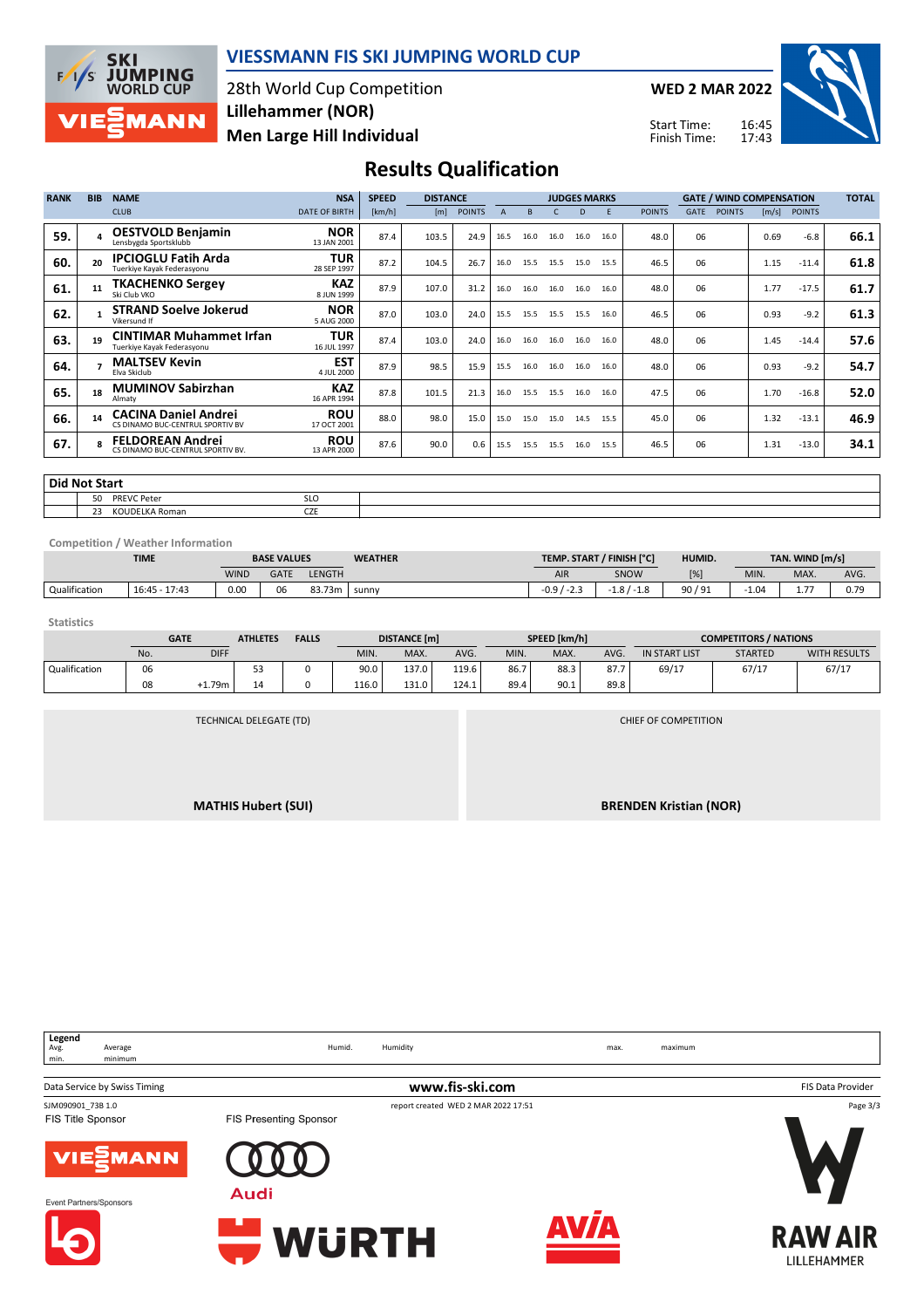# VIESSMANN FIS SKI JUMPING WORLD CUP

28th World Cup Competition
**Lillehammer (NOR)**
**Men Large Hill Individual**

**WED 2 MAR 2022**

Start Time: 16:45
Finish Time: 17:43

## Results Qualification

| RANK | BIB | NAME / CLUB | NSA / DATE OF BIRTH | SPEED [km/h] | DISTANCE [m] | DISTANCE POINTS | A | B | C | D | E | JUDGES POINTS | GATE | GATE POINTS | WIND [m/s] | WIND POINTS | TOTAL |
|---|---|---|---|---|---|---|---|---|---|---|---|---|---|---|---|---|---|
| 59. | 4 | **OESTVOLD Benjamin** Lensbygda Sportsklubb | NOR 13 JAN 2001 | 87.4 | 103.5 | 24.9 | 16.5 | 16.0 | 16.0 | 16.0 | 16.0 | 48.0 | 06 | | 0.69 | -6.8 | 66.1 |
| 60. | 20 | **IPCIOGLU Fatih Arda** Tuerkiye Kayak Federasyonu | TUR 28 SEP 1997 | 87.2 | 104.5 | 26.7 | 16.0 | 15.5 | 15.5 | 15.0 | 15.5 | 46.5 | 06 | | 1.15 | -11.4 | 61.8 |
| 61. | 11 | **TKACHENKO Sergey** Ski Club VKO | KAZ 8 JUN 1999 | 87.9 | 107.0 | 31.2 | 16.0 | 16.0 | 16.0 | 16.0 | 16.0 | 48.0 | 06 | | 1.77 | -17.5 | 61.7 |
| 62. | 1 | **STRAND Soelve Jokerud** Vikersund If | NOR 5 AUG 2000 | 87.0 | 103.0 | 24.0 | 15.5 | 15.5 | 15.5 | 15.5 | 16.0 | 46.5 | 06 | | 0.93 | -9.2 | 61.3 |
| 63. | 19 | **CINTIMAR Muhammet Irfan** Tuerkiye Kayak Federasyonu | TUR 16 JUL 1997 | 87.4 | 103.0 | 24.0 | 16.0 | 16.0 | 16.0 | 16.0 | 16.0 | 48.0 | 06 | | 1.45 | -14.4 | 57.6 |
| 64. | 7 | **MALTSEV Kevin** Elva Skiclub | EST 4 JUL 2000 | 87.9 | 98.5 | 15.9 | 15.5 | 16.0 | 16.0 | 16.0 | 16.0 | 48.0 | 06 | | 0.93 | -9.2 | 54.7 |
| 65. | 18 | **MUMINOV Sabirzhan** Almaty | KAZ 16 APR 1994 | 87.8 | 101.5 | 21.3 | 16.0 | 15.5 | 15.5 | 16.0 | 16.0 | 47.5 | 06 | | 1.70 | -16.8 | 52.0 |
| 66. | 14 | **CACINA Daniel Andrei** CS DINAMO BUC-CENTRUL SPORTIV BV | ROU 17 OCT 2001 | 88.0 | 98.0 | 15.0 | 15.0 | 15.0 | 15.0 | 14.5 | 15.5 | 45.0 | 06 | | 1.32 | -13.1 | 46.9 |
| 67. | 8 | **FELDOREAN Andrei** CS DINAMO BUC-CENTRUL SPORTIV BV. | ROU 13 APR 2000 | 87.6 | 90.0 | 0.6 | 15.5 | 15.5 | 15.5 | 16.0 | 15.5 | 46.5 | 06 | | 1.31 | -13.0 | 34.1 |

**Did Not Start**

| BIB | NAME | NSA |
|---|---|---|
| 50 | PREVC Peter | SLO |
| 23 | KOUDELKA Roman | CZE |

**Competition / Weather Information**

| | TIME | BASE VALUES WIND | BASE VALUES GATE | BASE VALUES LENGTH | WEATHER | TEMP. START / FINISH [°C] AIR | TEMP. START / FINISH [°C] SNOW | HUMID. [%] | TAN. WIND [m/s] MIN. | TAN. WIND [m/s] MAX. | TAN. WIND [m/s] AVG. |
|---|---|---|---|---|---|---|---|---|---|---|---|
| Qualification | 16:45 - 17:43 | 0.00 | 06 | 83.73m | sunny | -0.9 / -2.3 | -1.8 / -1.8 | 90 / 91 | -1.04 | 1.77 | 0.79 |

**Statistics**

| | GATE No. | GATE DIFF | ATHLETES | FALLS | DISTANCE [m] MIN. | DISTANCE [m] MAX. | DISTANCE [m] AVG. | SPEED [km/h] MIN. | SPEED [km/h] MAX. | SPEED [km/h] AVG. | COMPETITORS / NATIONS IN START LIST | STARTED | WITH RESULTS |
|---|---|---|---|---|---|---|---|---|---|---|---|---|---|
| Qualification | 06 | | 53 | 0 | 90.0 | 137.0 | 119.6 | 86.7 | 88.3 | 87.7 | 69/17 | 67/17 | 67/17 |
| | 08 | +1.79m | 14 | 0 | 116.0 | 131.0 | 124.1 | 89.4 | 90.1 | 89.8 | | | |

TECHNICAL DELEGATE (TD): **MATHIS Hubert (SUI)**

CHIEF OF COMPETITION: **BRENDEN Kristian (NOR)**

Legend: Avg. Average; min. minimum; Humid. Humidity; max. maximum

Data Service by Swiss Timing — www.fis-ski.com — FIS Data Provider

SJM090901_73B 1.0 — report created WED 2 MAR 2022 17:51

FIS Title Sponsor: VIESSMANN — FIS Presenting Sponsor: Audi

Event Partners/Sponsors: WÜRTH, AVIA, RAW AIR LILLEHAMMER